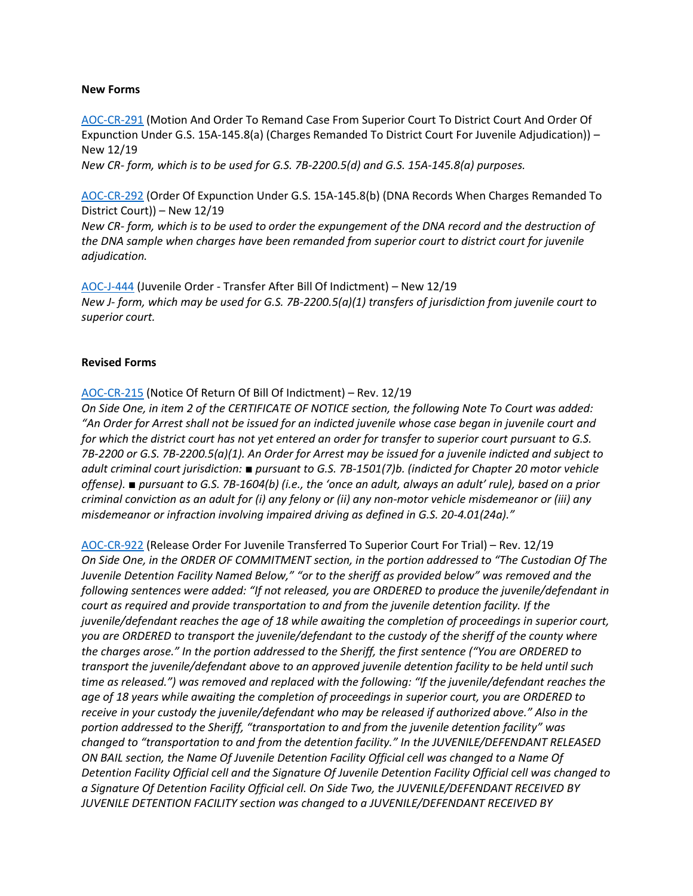**New Forms**

[AOC-CR-291](AOC-CR-291) (Motion And Order To Remand Case From Superior Court To District Court And Order Of Expunction Under G.S. 15A-145.8(a) (Charges Remanded To District Court For Juvenile Adjudication)) – New 12/19

*New CR- form, which is to be used for G.S. 7B-2200.5(d) and G.S. 15A-145.8(a) purposes.*

AOC-CR-292 (Order Of Expunction Under G.S. 15A-145.8(b) (DNA Records When Charges Remanded To District Court)) – New 12/19

*New CR- form, which is to be used to order the expungement of the DNA record and the destruction of the DNA sample when charges have been remanded from superior court to district court for juvenile adjudication.*

AOC-J-444 (Juvenile Order - Transfer After Bill Of Indictment) – New 12/19

*New J- form, which may be used for G.S. 7B-2200.5(a)(1) transfers of jurisdiction from juvenile court to superior court.*

**Revised Forms**

AOC-CR-215 (Notice Of Return Of Bill Of Indictment) – Rev. 12/19

*On Side One, in item 2 of the CERTIFICATE OF NOTICE section, the following Note To Court was added: "An Order for Arrest shall not be issued for an indicted juvenile whose case began in juvenile court and for which the district court has not yet entered an order for transfer to superior court pursuant to G.S. 7B-2200 or G.S. 7B-2200.5(a)(1). An Order for Arrest may be issued for a juvenile indicted and subject to adult criminal court jurisdiction: ■ pursuant to G.S. 7B-1501(7)b. (indicted for Chapter 20 motor vehicle offense). ■ pursuant to G.S. 7B-1604(b) (i.e., the 'once an adult, always an adult' rule), based on a prior criminal conviction as an adult for (i) any felony or (ii) any non-motor vehicle misdemeanor or (iii) any misdemeanor or infraction involving impaired driving as defined in G.S. 20-4.01(24a)."*

AOC-CR-922 (Release Order For Juvenile Transferred To Superior Court For Trial) – Rev. 12/19

*On Side One, in the ORDER OF COMMITMENT section, in the portion addressed to "The Custodian Of The Juvenile Detention Facility Named Below," "or to the sheriff as provided below" was removed and the following sentences were added: "If not released, you are ORDERED to produce the juvenile/defendant in court as required and provide transportation to and from the juvenile detention facility. If the juvenile/defendant reaches the age of 18 while awaiting the completion of proceedings in superior court, you are ORDERED to transport the juvenile/defendant to the custody of the sheriff of the county where the charges arose." In the portion addressed to the Sheriff, the first sentence ("You are ORDERED to transport the juvenile/defendant above to an approved juvenile detention facility to be held until such time as released.") was removed and replaced with the following: "If the juvenile/defendant reaches the age of 18 years while awaiting the completion of proceedings in superior court, you are ORDERED to receive in your custody the juvenile/defendant who may be released if authorized above." Also in the portion addressed to the Sheriff, "transportation to and from the juvenile detention facility" was changed to "transportation to and from the detention facility." In the JUVENILE/DEFENDANT RELEASED ON BAIL section, the Name Of Juvenile Detention Facility Official cell was changed to a Name Of Detention Facility Official cell and the Signature Of Juvenile Detention Facility Official cell was changed to a Signature Of Detention Facility Official cell. On Side Two, the JUVENILE/DEFENDANT RECEIVED BY JUVENILE DETENTION FACILITY section was changed to a JUVENILE/DEFENDANT RECEIVED BY*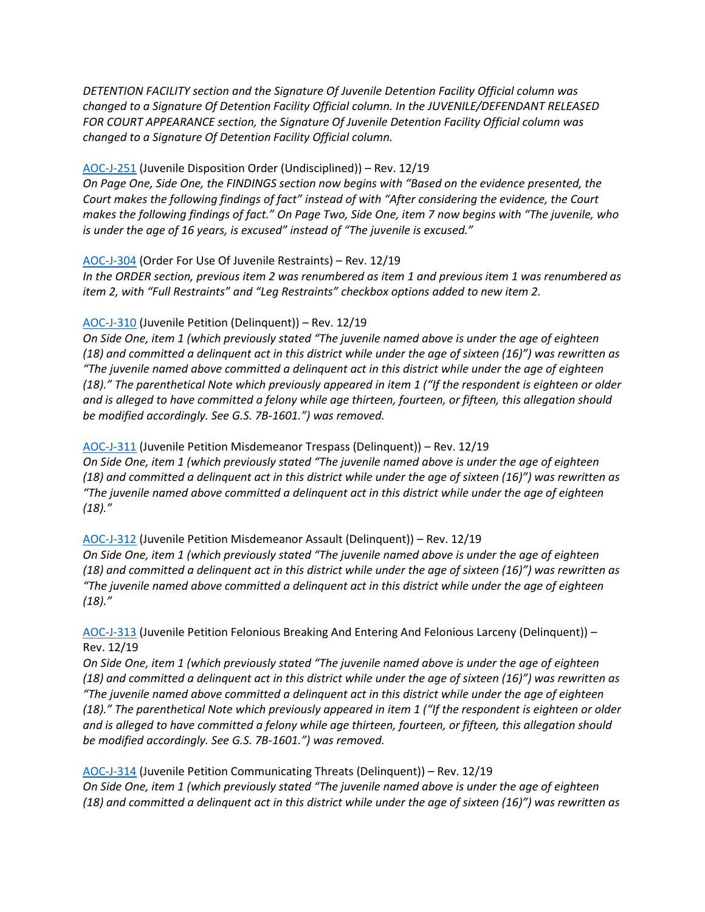*DETENTION FACILITY section and the Signature Of Juvenile Detention Facility Official column was changed to a Signature Of Detention Facility Official column. In the JUVENILE/DEFENDANT RELEASED FOR COURT APPEARANCE section, the Signature Of Juvenile Detention Facility Official column was changed to a Signature Of Detention Facility Official column.*

AOC-J-251 (Juvenile Disposition Order (Undisciplined)) – Rev. 12/19
*On Page One, Side One, the FINDINGS section now begins with "Based on the evidence presented, the Court makes the following findings of fact" instead of with "After considering the evidence, the Court makes the following findings of fact." On Page Two, Side One, item 7 now begins with "The juvenile, who is under the age of 16 years, is excused" instead of "The juvenile is excused."*

AOC-J-304 (Order For Use Of Juvenile Restraints) – Rev. 12/19
*In the ORDER section, previous item 2 was renumbered as item 1 and previous item 1 was renumbered as item 2, with "Full Restraints" and "Leg Restraints" checkbox options added to new item 2.*

AOC-J-310 (Juvenile Petition (Delinquent)) – Rev. 12/19
*On Side One, item 1 (which previously stated "The juvenile named above is under the age of eighteen (18) and committed a delinquent act in this district while under the age of sixteen (16)") was rewritten as "The juvenile named above committed a delinquent act in this district while under the age of eighteen (18)." The parenthetical Note which previously appeared in item 1 ("If the respondent is eighteen or older and is alleged to have committed a felony while age thirteen, fourteen, or fifteen, this allegation should be modified accordingly. See G.S. 7B-1601.") was removed.*

AOC-J-311 (Juvenile Petition Misdemeanor Trespass (Delinquent)) – Rev. 12/19
*On Side One, item 1 (which previously stated "The juvenile named above is under the age of eighteen (18) and committed a delinquent act in this district while under the age of sixteen (16)") was rewritten as "The juvenile named above committed a delinquent act in this district while under the age of eighteen (18)."*

AOC-J-312 (Juvenile Petition Misdemeanor Assault (Delinquent)) – Rev. 12/19
*On Side One, item 1 (which previously stated "The juvenile named above is under the age of eighteen (18) and committed a delinquent act in this district while under the age of sixteen (16)") was rewritten as "The juvenile named above committed a delinquent act in this district while under the age of eighteen (18)."*

AOC-J-313 (Juvenile Petition Felonious Breaking And Entering And Felonious Larceny (Delinquent)) – Rev. 12/19
*On Side One, item 1 (which previously stated "The juvenile named above is under the age of eighteen (18) and committed a delinquent act in this district while under the age of sixteen (16)") was rewritten as "The juvenile named above committed a delinquent act in this district while under the age of eighteen (18)." The parenthetical Note which previously appeared in item 1 ("If the respondent is eighteen or older and is alleged to have committed a felony while age thirteen, fourteen, or fifteen, this allegation should be modified accordingly. See G.S. 7B-1601.") was removed.*

AOC-J-314 (Juvenile Petition Communicating Threats (Delinquent)) – Rev. 12/19
*On Side One, item 1 (which previously stated "The juvenile named above is under the age of eighteen (18) and committed a delinquent act in this district while under the age of sixteen (16)") was rewritten as*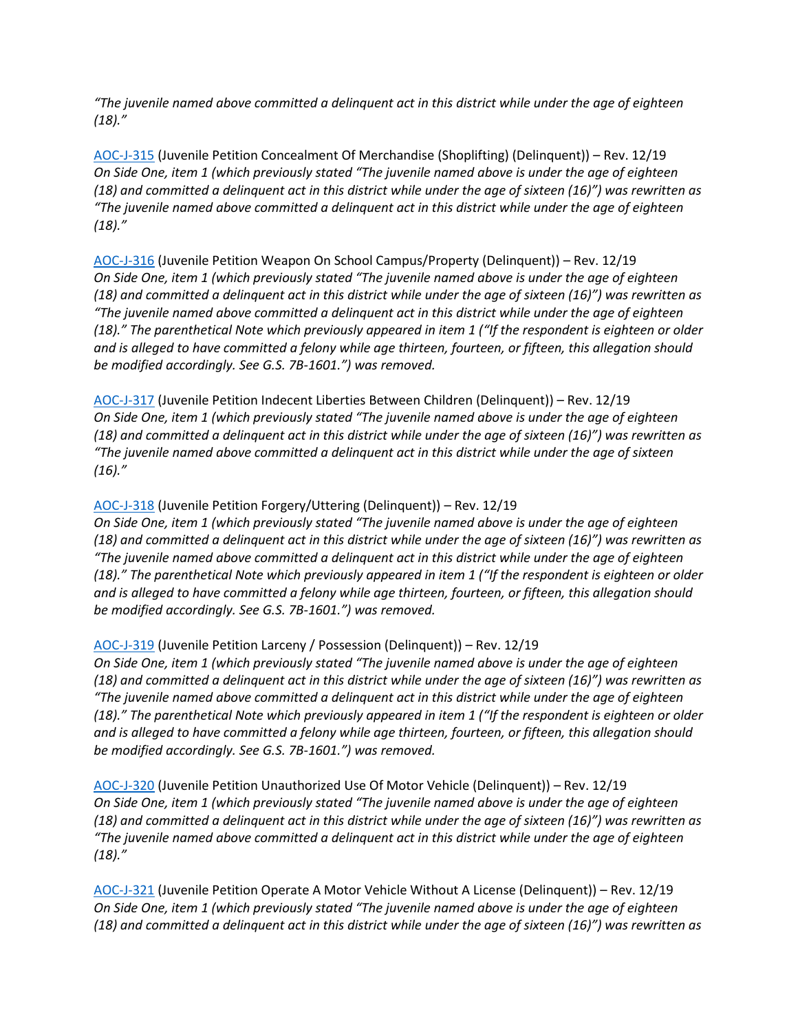*"The juvenile named above committed a delinquent act in this district while under the age of eighteen (18)."*

AOC-J-315 (Juvenile Petition Concealment Of Merchandise (Shoplifting) (Delinquent)) – Rev. 12/19
*On Side One, item 1 (which previously stated "The juvenile named above is under the age of eighteen (18) and committed a delinquent act in this district while under the age of sixteen (16)") was rewritten as "The juvenile named above committed a delinquent act in this district while under the age of eighteen (18)."*

AOC-J-316 (Juvenile Petition Weapon On School Campus/Property (Delinquent)) – Rev. 12/19
*On Side One, item 1 (which previously stated "The juvenile named above is under the age of eighteen (18) and committed a delinquent act in this district while under the age of sixteen (16)") was rewritten as "The juvenile named above committed a delinquent act in this district while under the age of eighteen (18)." The parenthetical Note which previously appeared in item 1 ("If the respondent is eighteen or older and is alleged to have committed a felony while age thirteen, fourteen, or fifteen, this allegation should be modified accordingly. See G.S. 7B-1601.") was removed.*

AOC-J-317 (Juvenile Petition Indecent Liberties Between Children (Delinquent)) – Rev. 12/19
*On Side One, item 1 (which previously stated "The juvenile named above is under the age of eighteen (18) and committed a delinquent act in this district while under the age of sixteen (16)") was rewritten as "The juvenile named above committed a delinquent act in this district while under the age of sixteen (16)."*

AOC-J-318 (Juvenile Petition Forgery/Uttering (Delinquent)) – Rev. 12/19
*On Side One, item 1 (which previously stated "The juvenile named above is under the age of eighteen (18) and committed a delinquent act in this district while under the age of sixteen (16)") was rewritten as "The juvenile named above committed a delinquent act in this district while under the age of eighteen (18)." The parenthetical Note which previously appeared in item 1 ("If the respondent is eighteen or older and is alleged to have committed a felony while age thirteen, fourteen, or fifteen, this allegation should be modified accordingly. See G.S. 7B-1601.") was removed.*

AOC-J-319 (Juvenile Petition Larceny / Possession (Delinquent)) – Rev. 12/19
*On Side One, item 1 (which previously stated "The juvenile named above is under the age of eighteen (18) and committed a delinquent act in this district while under the age of sixteen (16)") was rewritten as "The juvenile named above committed a delinquent act in this district while under the age of eighteen (18)." The parenthetical Note which previously appeared in item 1 ("If the respondent is eighteen or older and is alleged to have committed a felony while age thirteen, fourteen, or fifteen, this allegation should be modified accordingly. See G.S. 7B-1601.") was removed.*

AOC-J-320 (Juvenile Petition Unauthorized Use Of Motor Vehicle (Delinquent)) – Rev. 12/19
*On Side One, item 1 (which previously stated "The juvenile named above is under the age of eighteen (18) and committed a delinquent act in this district while under the age of sixteen (16)") was rewritten as "The juvenile named above committed a delinquent act in this district while under the age of eighteen (18)."*

AOC-J-321 (Juvenile Petition Operate A Motor Vehicle Without A License (Delinquent)) – Rev. 12/19
*On Side One, item 1 (which previously stated "The juvenile named above is under the age of eighteen (18) and committed a delinquent act in this district while under the age of sixteen (16)") was rewritten as*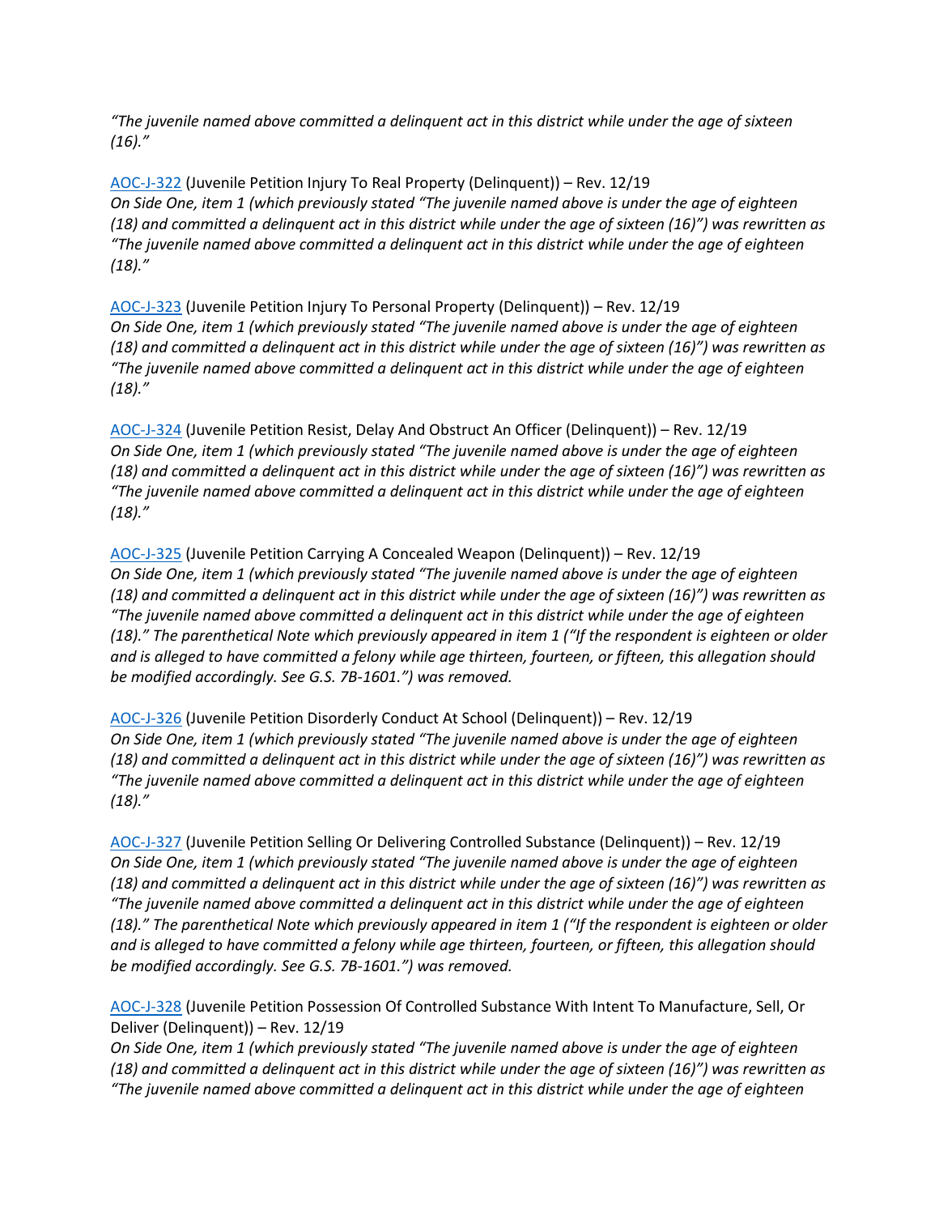*“The juvenile named above committed a delinquent act in this district while under the age of sixteen (16).”*

AOC-J-322 (Juvenile Petition Injury To Real Property (Delinquent)) – Rev. 12/19
*On Side One, item 1 (which previously stated “The juvenile named above is under the age of eighteen (18) and committed a delinquent act in this district while under the age of sixteen (16)”) was rewritten as “The juvenile named above committed a delinquent act in this district while under the age of eighteen (18).”*

AOC-J-323 (Juvenile Petition Injury To Personal Property (Delinquent)) – Rev. 12/19
*On Side One, item 1 (which previously stated “The juvenile named above is under the age of eighteen (18) and committed a delinquent act in this district while under the age of sixteen (16)”) was rewritten as “The juvenile named above committed a delinquent act in this district while under the age of eighteen (18).”*

AOC-J-324 (Juvenile Petition Resist, Delay And Obstruct An Officer (Delinquent)) – Rev. 12/19
*On Side One, item 1 (which previously stated “The juvenile named above is under the age of eighteen (18) and committed a delinquent act in this district while under the age of sixteen (16)”) was rewritten as “The juvenile named above committed a delinquent act in this district while under the age of eighteen (18).”*

AOC-J-325 (Juvenile Petition Carrying A Concealed Weapon (Delinquent)) – Rev. 12/19
*On Side One, item 1 (which previously stated “The juvenile named above is under the age of eighteen (18) and committed a delinquent act in this district while under the age of sixteen (16)”) was rewritten as “The juvenile named above committed a delinquent act in this district while under the age of eighteen (18).” The parenthetical Note which previously appeared in item 1 (“If the respondent is eighteen or older and is alleged to have committed a felony while age thirteen, fourteen, or fifteen, this allegation should be modified accordingly. See G.S. 7B-1601.”) was removed.*

AOC-J-326 (Juvenile Petition Disorderly Conduct At School (Delinquent)) – Rev. 12/19
*On Side One, item 1 (which previously stated “The juvenile named above is under the age of eighteen (18) and committed a delinquent act in this district while under the age of sixteen (16)”) was rewritten as “The juvenile named above committed a delinquent act in this district while under the age of eighteen (18).”*

AOC-J-327 (Juvenile Petition Selling Or Delivering Controlled Substance (Delinquent)) – Rev. 12/19
*On Side One, item 1 (which previously stated “The juvenile named above is under the age of eighteen (18) and committed a delinquent act in this district while under the age of sixteen (16)”) was rewritten as “The juvenile named above committed a delinquent act in this district while under the age of eighteen (18).” The parenthetical Note which previously appeared in item 1 (“If the respondent is eighteen or older and is alleged to have committed a felony while age thirteen, fourteen, or fifteen, this allegation should be modified accordingly. See G.S. 7B-1601.”) was removed.*

AOC-J-328 (Juvenile Petition Possession Of Controlled Substance With Intent To Manufacture, Sell, Or Deliver (Delinquent)) – Rev. 12/19
*On Side One, item 1 (which previously stated “The juvenile named above is under the age of eighteen (18) and committed a delinquent act in this district while under the age of sixteen (16)”) was rewritten as “The juvenile named above committed a delinquent act in this district while under the age of eighteen*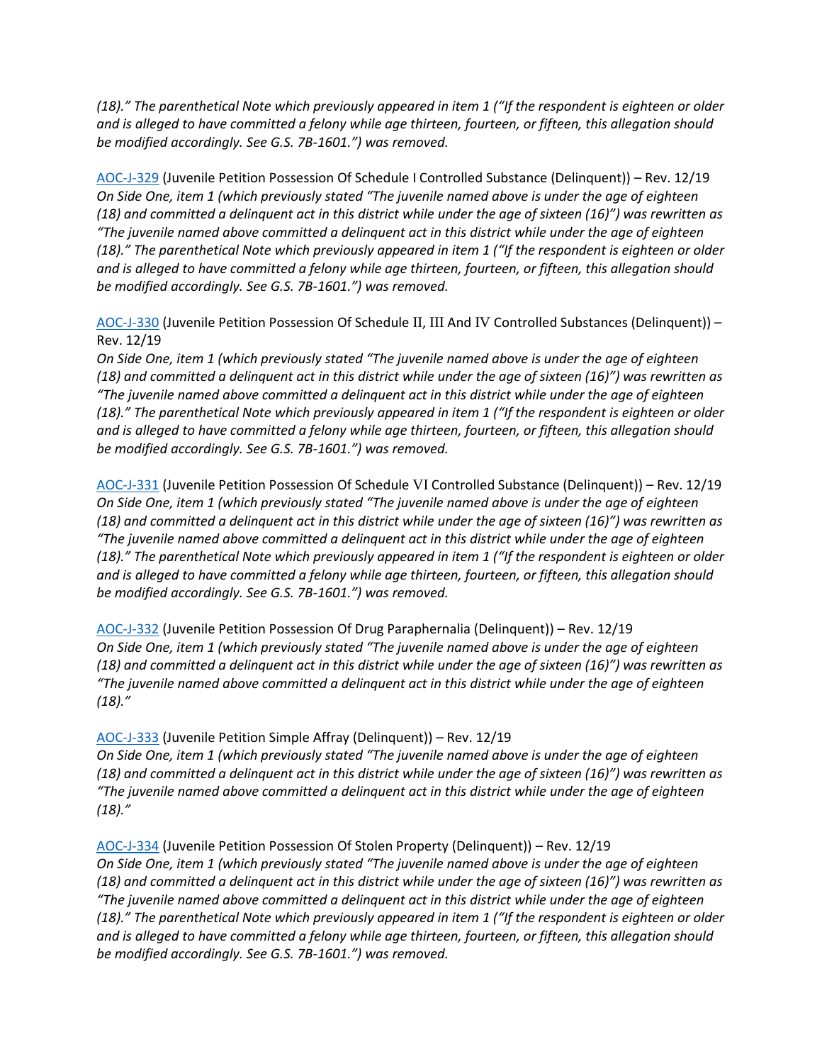*(18)." The parenthetical Note which previously appeared in item 1 ("If the respondent is eighteen or older and is alleged to have committed a felony while age thirteen, fourteen, or fifteen, this allegation should be modified accordingly. See G.S. 7B-1601.") was removed.*

AOC-J-329 (Juvenile Petition Possession Of Schedule I Controlled Substance (Delinquent)) – Rev. 12/19
*On Side One, item 1 (which previously stated "The juvenile named above is under the age of eighteen (18) and committed a delinquent act in this district while under the age of sixteen (16)") was rewritten as "The juvenile named above committed a delinquent act in this district while under the age of eighteen (18)." The parenthetical Note which previously appeared in item 1 ("If the respondent is eighteen or older and is alleged to have committed a felony while age thirteen, fourteen, or fifteen, this allegation should be modified accordingly. See G.S. 7B-1601.") was removed.*

AOC-J-330 (Juvenile Petition Possession Of Schedule II, III And IV Controlled Substances (Delinquent)) – Rev. 12/19
*On Side One, item 1 (which previously stated "The juvenile named above is under the age of eighteen (18) and committed a delinquent act in this district while under the age of sixteen (16)") was rewritten as "The juvenile named above committed a delinquent act in this district while under the age of eighteen (18)." The parenthetical Note which previously appeared in item 1 ("If the respondent is eighteen or older and is alleged to have committed a felony while age thirteen, fourteen, or fifteen, this allegation should be modified accordingly. See G.S. 7B-1601.") was removed.*

AOC-J-331 (Juvenile Petition Possession Of Schedule VI Controlled Substance (Delinquent)) – Rev. 12/19
*On Side One, item 1 (which previously stated "The juvenile named above is under the age of eighteen (18) and committed a delinquent act in this district while under the age of sixteen (16)") was rewritten as "The juvenile named above committed a delinquent act in this district while under the age of eighteen (18)." The parenthetical Note which previously appeared in item 1 ("If the respondent is eighteen or older and is alleged to have committed a felony while age thirteen, fourteen, or fifteen, this allegation should be modified accordingly. See G.S. 7B-1601.") was removed.*

AOC-J-332 (Juvenile Petition Possession Of Drug Paraphernalia (Delinquent)) – Rev. 12/19
*On Side One, item 1 (which previously stated "The juvenile named above is under the age of eighteen (18) and committed a delinquent act in this district while under the age of sixteen (16)") was rewritten as "The juvenile named above committed a delinquent act in this district while under the age of eighteen (18)."*

AOC-J-333 (Juvenile Petition Simple Affray (Delinquent)) – Rev. 12/19
*On Side One, item 1 (which previously stated "The juvenile named above is under the age of eighteen (18) and committed a delinquent act in this district while under the age of sixteen (16)") was rewritten as "The juvenile named above committed a delinquent act in this district while under the age of eighteen (18)."*

AOC-J-334 (Juvenile Petition Possession Of Stolen Property (Delinquent)) – Rev. 12/19
*On Side One, item 1 (which previously stated "The juvenile named above is under the age of eighteen (18) and committed a delinquent act in this district while under the age of sixteen (16)") was rewritten as "The juvenile named above committed a delinquent act in this district while under the age of eighteen (18)." The parenthetical Note which previously appeared in item 1 ("If the respondent is eighteen or older and is alleged to have committed a felony while age thirteen, fourteen, or fifteen, this allegation should be modified accordingly. See G.S. 7B-1601.") was removed.*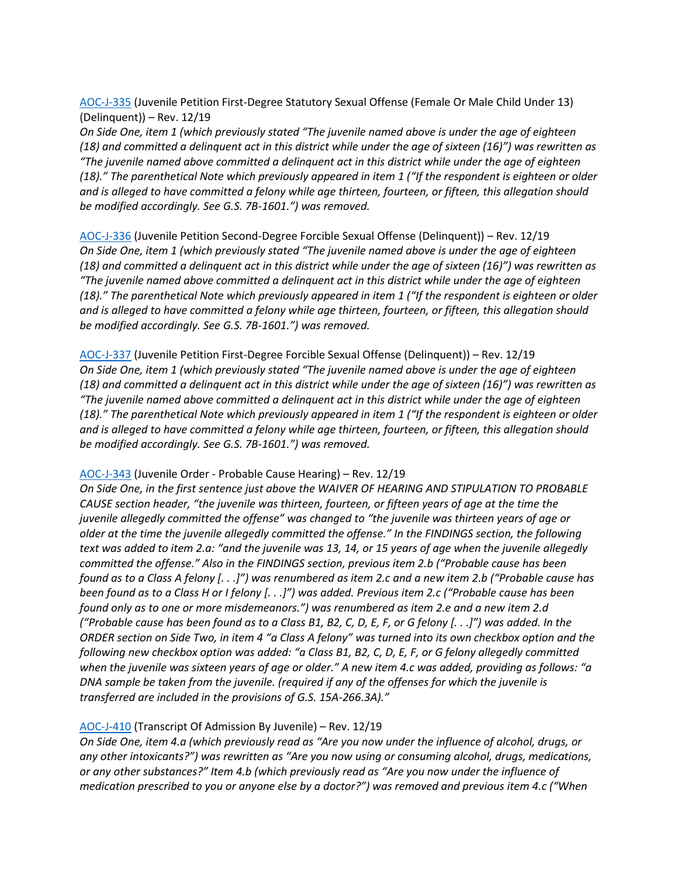[AOC-J-335](#) (Juvenile Petition First-Degree Statutory Sexual Offense (Female Or Male Child Under 13) (Delinquent)) – Rev. 12/19

*On Side One, item 1 (which previously stated "The juvenile named above is under the age of eighteen (18) and committed a delinquent act in this district while under the age of sixteen (16)") was rewritten as "The juvenile named above committed a delinquent act in this district while under the age of eighteen (18)." The parenthetical Note which previously appeared in item 1 ("If the respondent is eighteen or older and is alleged to have committed a felony while age thirteen, fourteen, or fifteen, this allegation should be modified accordingly. See G.S. 7B-1601.") was removed.*

[AOC-J-336](#) (Juvenile Petition Second-Degree Forcible Sexual Offense (Delinquent)) – Rev. 12/19

*On Side One, item 1 (which previously stated "The juvenile named above is under the age of eighteen (18) and committed a delinquent act in this district while under the age of sixteen (16)") was rewritten as "The juvenile named above committed a delinquent act in this district while under the age of eighteen (18)." The parenthetical Note which previously appeared in item 1 ("If the respondent is eighteen or older and is alleged to have committed a felony while age thirteen, fourteen, or fifteen, this allegation should be modified accordingly. See G.S. 7B-1601.") was removed.*

[AOC-J-337](#) (Juvenile Petition First-Degree Forcible Sexual Offense (Delinquent)) – Rev. 12/19

*On Side One, item 1 (which previously stated "The juvenile named above is under the age of eighteen (18) and committed a delinquent act in this district while under the age of sixteen (16)") was rewritten as "The juvenile named above committed a delinquent act in this district while under the age of eighteen (18)." The parenthetical Note which previously appeared in item 1 ("If the respondent is eighteen or older and is alleged to have committed a felony while age thirteen, fourteen, or fifteen, this allegation should be modified accordingly. See G.S. 7B-1601.") was removed.*

[AOC-J-343](#) (Juvenile Order - Probable Cause Hearing) – Rev. 12/19

*On Side One, in the first sentence just above the WAIVER OF HEARING AND STIPULATION TO PROBABLE CAUSE section header, "the juvenile was thirteen, fourteen, or fifteen years of age at the time the juvenile allegedly committed the offense" was changed to "the juvenile was thirteen years of age or older at the time the juvenile allegedly committed the offense." In the FINDINGS section, the following text was added to item 2.a: "and the juvenile was 13, 14, or 15 years of age when the juvenile allegedly committed the offense." Also in the FINDINGS section, previous item 2.b ("Probable cause has been found as to a Class A felony [. . .]") was renumbered as item 2.c and a new item 2.b ("Probable cause has been found as to a Class H or I felony [. . .]") was added. Previous item 2.c ("Probable cause has been found only as to one or more misdemeanors.") was renumbered as item 2.e and a new item 2.d ("Probable cause has been found as to a Class B1, B2, C, D, E, F, or G felony [. . .]") was added. In the ORDER section on Side Two, in item 4 "a Class A felony" was turned into its own checkbox option and the following new checkbox option was added: "a Class B1, B2, C, D, E, F, or G felony allegedly committed when the juvenile was sixteen years of age or older." A new item 4.c was added, providing as follows: "a DNA sample be taken from the juvenile. (required if any of the offenses for which the juvenile is transferred are included in the provisions of G.S. 15A-266.3A)."*

[AOC-J-410](#) (Transcript Of Admission By Juvenile) – Rev. 12/19

*On Side One, item 4.a (which previously read as "Are you now under the influence of alcohol, drugs, or any other intoxicants?") was rewritten as "Are you now using or consuming alcohol, drugs, medications, or any other substances?" Item 4.b (which previously read as "Are you now under the influence of medication prescribed to you or anyone else by a doctor?") was removed and previous item 4.c ("When*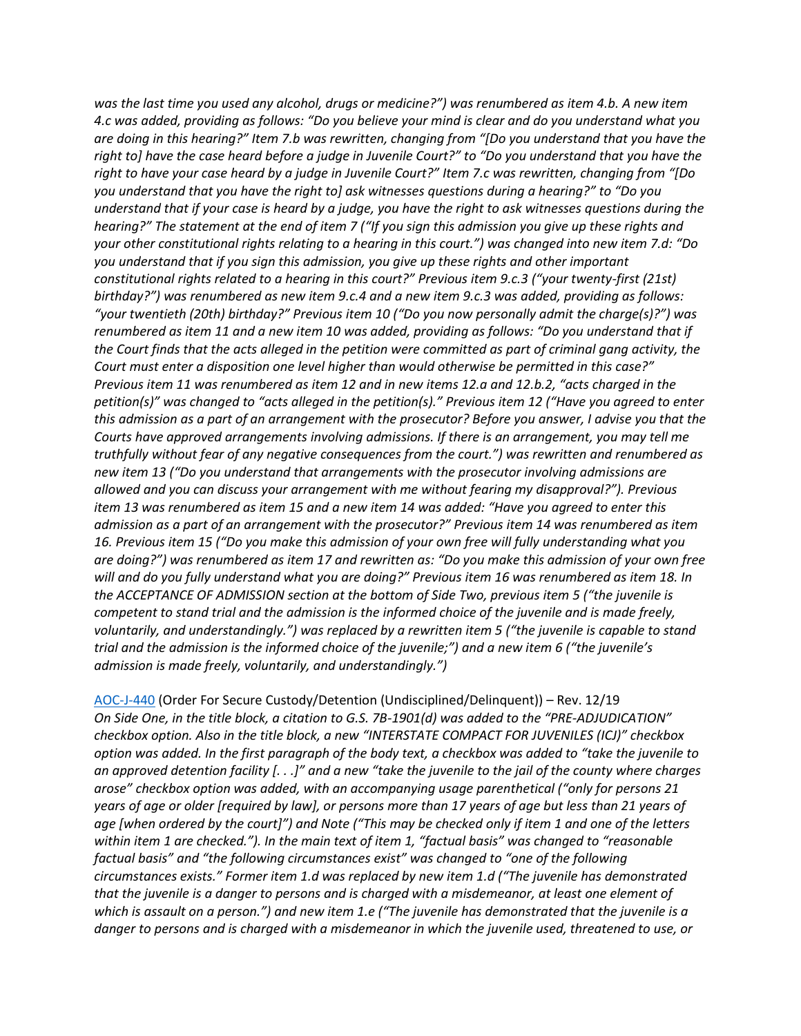*was the last time you used any alcohol, drugs or medicine?") was renumbered as item 4.b. A new item 4.c was added, providing as follows: "Do you believe your mind is clear and do you understand what you are doing in this hearing?" Item 7.b was rewritten, changing from "[Do you understand that you have the right to] have the case heard before a judge in Juvenile Court?" to "Do you understand that you have the right to have your case heard by a judge in Juvenile Court?" Item 7.c was rewritten, changing from "[Do you understand that you have the right to] ask witnesses questions during a hearing?" to "Do you understand that if your case is heard by a judge, you have the right to ask witnesses questions during the hearing?" The statement at the end of item 7 ("If you sign this admission you give up these rights and your other constitutional rights relating to a hearing in this court.") was changed into new item 7.d: "Do you understand that if you sign this admission, you give up these rights and other important constitutional rights related to a hearing in this court?" Previous item 9.c.3 ("your twenty-first (21st) birthday?") was renumbered as new item 9.c.4 and a new item 9.c.3 was added, providing as follows: "your twentieth (20th) birthday?" Previous item 10 ("Do you now personally admit the charge(s)?") was renumbered as item 11 and a new item 10 was added, providing as follows: "Do you understand that if the Court finds that the acts alleged in the petition were committed as part of criminal gang activity, the Court must enter a disposition one level higher than would otherwise be permitted in this case?" Previous item 11 was renumbered as item 12 and in new items 12.a and 12.b.2, "acts charged in the petition(s)" was changed to "acts alleged in the petition(s)." Previous item 12 ("Have you agreed to enter this admission as a part of an arrangement with the prosecutor? Before you answer, I advise you that the Courts have approved arrangements involving admissions. If there is an arrangement, you may tell me truthfully without fear of any negative consequences from the court.") was rewritten and renumbered as new item 13 ("Do you understand that arrangements with the prosecutor involving admissions are allowed and you can discuss your arrangement with me without fearing my disapproval?"). Previous item 13 was renumbered as item 15 and a new item 14 was added: "Have you agreed to enter this admission as a part of an arrangement with the prosecutor?" Previous item 14 was renumbered as item 16. Previous item 15 ("Do you make this admission of your own free will fully understanding what you are doing?") was renumbered as item 17 and rewritten as: "Do you make this admission of your own free will and do you fully understand what you are doing?" Previous item 16 was renumbered as item 18. In the ACCEPTANCE OF ADMISSION section at the bottom of Side Two, previous item 5 ("the juvenile is competent to stand trial and the admission is the informed choice of the juvenile and is made freely, voluntarily, and understandingly.") was replaced by a rewritten item 5 ("the juvenile is capable to stand trial and the admission is the informed choice of the juvenile;") and a new item 6 ("the juvenile's admission is made freely, voluntarily, and understandingly.")*

AOC-J-440 (Order For Secure Custody/Detention (Undisciplined/Delinquent)) – Rev. 12/19
*On Side One, in the title block, a citation to G.S. 7B-1901(d) was added to the "PRE-ADJUDICATION" checkbox option. Also in the title block, a new "INTERSTATE COMPACT FOR JUVENILES (ICJ)" checkbox option was added. In the first paragraph of the body text, a checkbox was added to "take the juvenile to an approved detention facility [. . .]" and a new "take the juvenile to the jail of the county where charges arose" checkbox option was added, with an accompanying usage parenthetical ("only for persons 21 years of age or older [required by law], or persons more than 17 years of age but less than 21 years of age [when ordered by the court]") and Note ("This may be checked only if item 1 and one of the letters within item 1 are checked."). In the main text of item 1, "factual basis" was changed to "reasonable factual basis" and "the following circumstances exist" was changed to "one of the following circumstances exists." Former item 1.d was replaced by new item 1.d ("The juvenile has demonstrated that the juvenile is a danger to persons and is charged with a misdemeanor, at least one element of which is assault on a person.") and new item 1.e ("The juvenile has demonstrated that the juvenile is a danger to persons and is charged with a misdemeanor in which the juvenile used, threatened to use, or*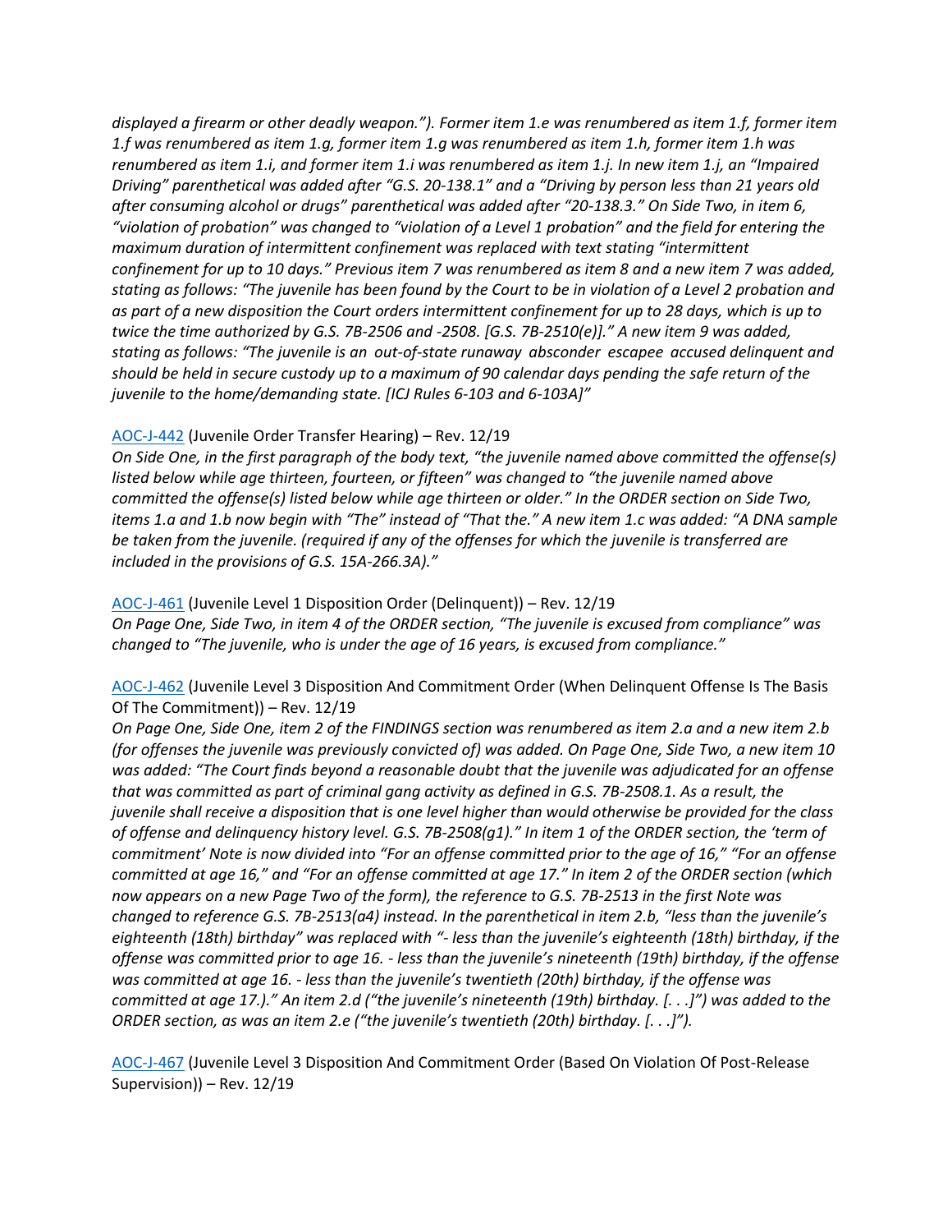*displayed a firearm or other deadly weapon."). Former item 1.e was renumbered as item 1.f, former item 1.f was renumbered as item 1.g, former item 1.g was renumbered as item 1.h, former item 1.h was renumbered as item 1.i, and former item 1.i was renumbered as item 1.j. In new item 1.j, an "Impaired Driving" parenthetical was added after "G.S. 20-138.1" and a "Driving by person less than 21 years old after consuming alcohol or drugs" parenthetical was added after "20-138.3." On Side Two, in item 6, "violation of probation" was changed to "violation of a Level 1 probation" and the field for entering the maximum duration of intermittent confinement was replaced with text stating "intermittent confinement for up to 10 days." Previous item 7 was renumbered as item 8 and a new item 7 was added, stating as follows: "The juvenile has been found by the Court to be in violation of a Level 2 probation and as part of a new disposition the Court orders intermittent confinement for up to 28 days, which is up to twice the time authorized by G.S. 7B-2506 and -2508. [G.S. 7B-2510(e)]." A new item 9 was added, stating as follows: "The juvenile is an out-of-state runaway absconder escapee accused delinquent and should be held in secure custody up to a maximum of 90 calendar days pending the safe return of the juvenile to the home/demanding state. [ICJ Rules 6-103 and 6-103A]"*

AOC-J-442 (Juvenile Order Transfer Hearing) – Rev. 12/19
*On Side One, in the first paragraph of the body text, "the juvenile named above committed the offense(s) listed below while age thirteen, fourteen, or fifteen" was changed to "the juvenile named above committed the offense(s) listed below while age thirteen or older." In the ORDER section on Side Two, items 1.a and 1.b now begin with "The" instead of "That the." A new item 1.c was added: "A DNA sample be taken from the juvenile. (required if any of the offenses for which the juvenile is transferred are included in the provisions of G.S. 15A-266.3A)."*

AOC-J-461 (Juvenile Level 1 Disposition Order (Delinquent)) – Rev. 12/19
*On Page One, Side Two, in item 4 of the ORDER section, "The juvenile is excused from compliance" was changed to "The juvenile, who is under the age of 16 years, is excused from compliance."*

AOC-J-462 (Juvenile Level 3 Disposition And Commitment Order (When Delinquent Offense Is The Basis Of The Commitment)) – Rev. 12/19
*On Page One, Side One, item 2 of the FINDINGS section was renumbered as item 2.a and a new item 2.b (for offenses the juvenile was previously convicted of) was added. On Page One, Side Two, a new item 10 was added: "The Court finds beyond a reasonable doubt that the juvenile was adjudicated for an offense that was committed as part of criminal gang activity as defined in G.S. 7B-2508.1. As a result, the juvenile shall receive a disposition that is one level higher than would otherwise be provided for the class of offense and delinquency history level. G.S. 7B-2508(g1)." In item 1 of the ORDER section, the 'term of commitment' Note is now divided into "For an offense committed prior to the age of 16," "For an offense committed at age 16," and "For an offense committed at age 17." In item 2 of the ORDER section (which now appears on a new Page Two of the form), the reference to G.S. 7B-2513 in the first Note was changed to reference G.S. 7B-2513(a4) instead. In the parenthetical in item 2.b, "less than the juvenile's eighteenth (18th) birthday" was replaced with "- less than the juvenile's eighteenth (18th) birthday, if the offense was committed prior to age 16. - less than the juvenile's nineteenth (19th) birthday, if the offense was committed at age 16. - less than the juvenile's twentieth (20th) birthday, if the offense was committed at age 17.)." An item 2.d ("the juvenile's nineteenth (19th) birthday. [. . .]") was added to the ORDER section, as was an item 2.e ("the juvenile's twentieth (20th) birthday. [. . .]").*

AOC-J-467 (Juvenile Level 3 Disposition And Commitment Order (Based On Violation Of Post-Release Supervision)) – Rev. 12/19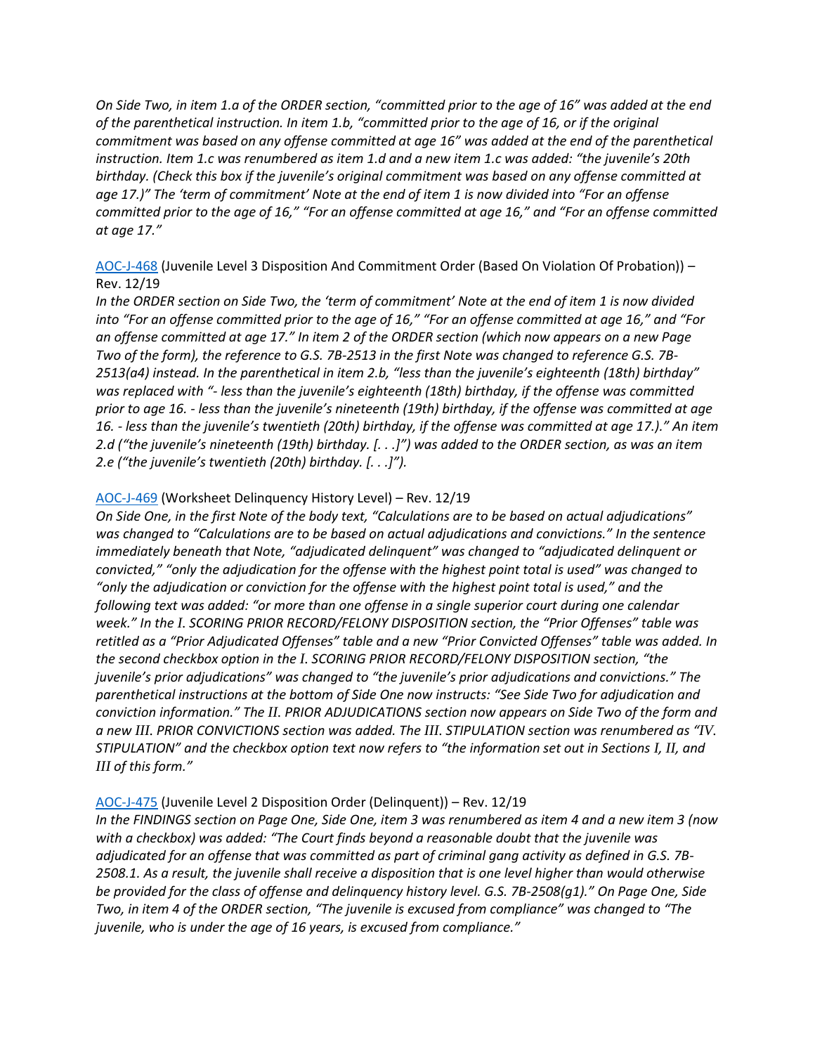*On Side Two, in item 1.a of the ORDER section, "committed prior to the age of 16" was added at the end of the parenthetical instruction. In item 1.b, "committed prior to the age of 16, or if the original commitment was based on any offense committed at age 16" was added at the end of the parenthetical instruction. Item 1.c was renumbered as item 1.d and a new item 1.c was added: "the juvenile's 20th birthday. (Check this box if the juvenile's original commitment was based on any offense committed at age 17.)" The 'term of commitment' Note at the end of item 1 is now divided into "For an offense committed prior to the age of 16," "For an offense committed at age 16," and "For an offense committed at age 17."*

AOC-J-468 (Juvenile Level 3 Disposition And Commitment Order (Based On Violation Of Probation)) – Rev. 12/19

*In the ORDER section on Side Two, the 'term of commitment' Note at the end of item 1 is now divided into "For an offense committed prior to the age of 16," "For an offense committed at age 16," and "For an offense committed at age 17." In item 2 of the ORDER section (which now appears on a new Page Two of the form), the reference to G.S. 7B-2513 in the first Note was changed to reference G.S. 7B-2513(a4) instead. In the parenthetical in item 2.b, "less than the juvenile's eighteenth (18th) birthday" was replaced with "- less than the juvenile's eighteenth (18th) birthday, if the offense was committed prior to age 16. - less than the juvenile's nineteenth (19th) birthday, if the offense was committed at age 16. - less than the juvenile's twentieth (20th) birthday, if the offense was committed at age 17.)." An item 2.d ("the juvenile's nineteenth (19th) birthday. [. . .]") was added to the ORDER section, as was an item 2.e ("the juvenile's twentieth (20th) birthday. [. . .]").*

AOC-J-469 (Worksheet Delinquency History Level) – Rev. 12/19

*On Side One, in the first Note of the body text, "Calculations are to be based on actual adjudications" was changed to "Calculations are to be based on actual adjudications and convictions." In the sentence immediately beneath that Note, "adjudicated delinquent" was changed to "adjudicated delinquent or convicted," "only the adjudication for the offense with the highest point total is used" was changed to "only the adjudication or conviction for the offense with the highest point total is used," and the following text was added: "or more than one offense in a single superior court during one calendar week." In the I. SCORING PRIOR RECORD/FELONY DISPOSITION section, the "Prior Offenses" table was retitled as a "Prior Adjudicated Offenses" table and a new "Prior Convicted Offenses" table was added. In the second checkbox option in the I. SCORING PRIOR RECORD/FELONY DISPOSITION section, "the juvenile's prior adjudications" was changed to "the juvenile's prior adjudications and convictions." The parenthetical instructions at the bottom of Side One now instructs: "See Side Two for adjudication and conviction information." The II. PRIOR ADJUDICATIONS section now appears on Side Two of the form and a new III. PRIOR CONVICTIONS section was added. The III. STIPULATION section was renumbered as "IV. STIPULATION" and the checkbox option text now refers to "the information set out in Sections I, II, and III of this form."*

AOC-J-475 (Juvenile Level 2 Disposition Order (Delinquent)) – Rev. 12/19

*In the FINDINGS section on Page One, Side One, item 3 was renumbered as item 4 and a new item 3 (now with a checkbox) was added: "The Court finds beyond a reasonable doubt that the juvenile was adjudicated for an offense that was committed as part of criminal gang activity as defined in G.S. 7B-2508.1. As a result, the juvenile shall receive a disposition that is one level higher than would otherwise be provided for the class of offense and delinquency history level. G.S. 7B-2508(g1)." On Page One, Side Two, in item 4 of the ORDER section, "The juvenile is excused from compliance" was changed to "The juvenile, who is under the age of 16 years, is excused from compliance."*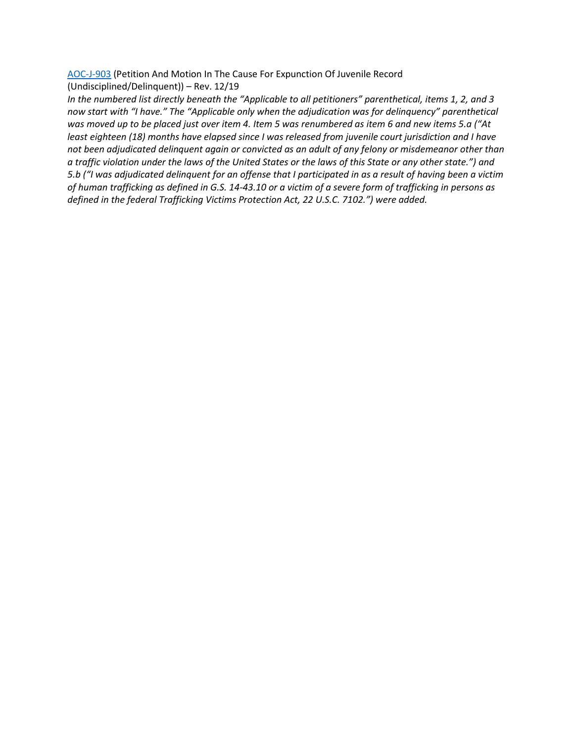[AOC-J-903] (Petition And Motion In The Cause For Expunction Of Juvenile Record (Undisciplined/Delinquent)) – Rev. 12/19

*In the numbered list directly beneath the "Applicable to all petitioners" parenthetical, items 1, 2, and 3 now start with "I have." The "Applicable only when the adjudication was for delinquency" parenthetical was moved up to be placed just over item 4. Item 5 was renumbered as item 6 and new items 5.a ("At least eighteen (18) months have elapsed since I was released from juvenile court jurisdiction and I have not been adjudicated delinquent again or convicted as an adult of any felony or misdemeanor other than a traffic violation under the laws of the United States or the laws of this State or any other state.") and 5.b ("I was adjudicated delinquent for an offense that I participated in as a result of having been a victim of human trafficking as defined in G.S. 14-43.10 or a victim of a severe form of trafficking in persons as defined in the federal Trafficking Victims Protection Act, 22 U.S.C. 7102.") were added.*